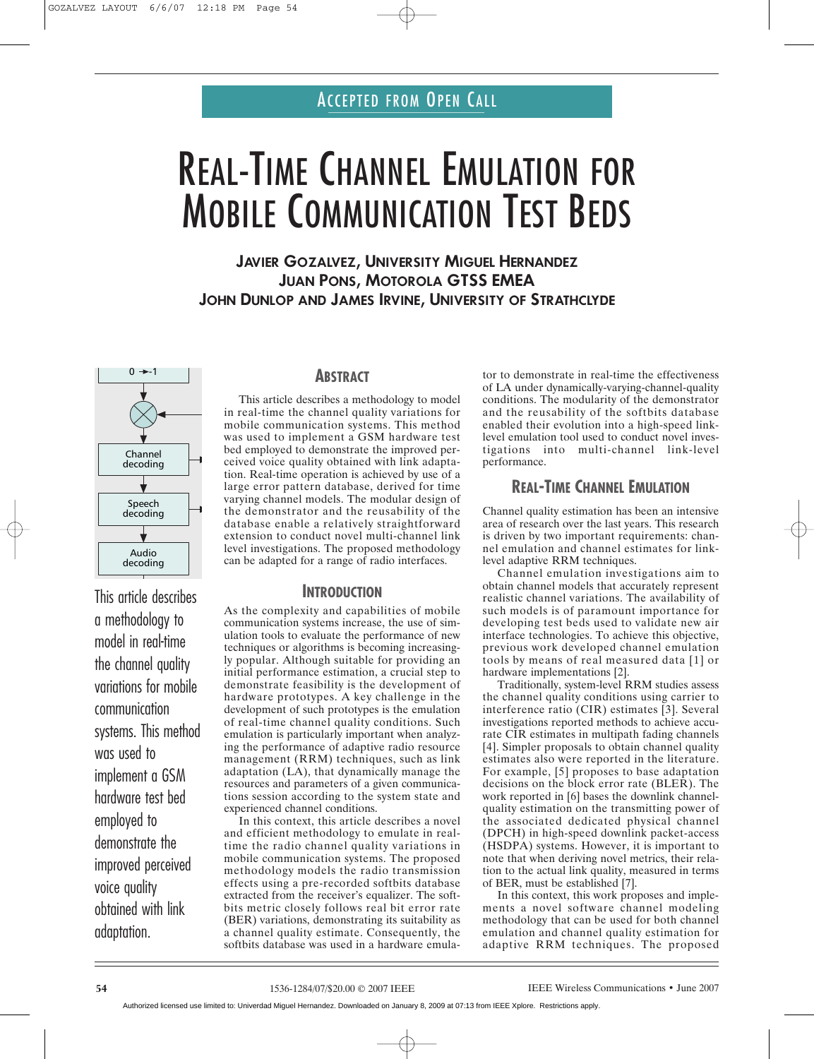Accepted from Open Call

# Real-Time Channel Emulation for Mobile Communication Test Beds

**Javier Gozalvez, University Miguel Hernandez**
**Juan Pons, Motorola GTSS EMEA**
**John Dunlop and James Irvine, University of Strathclyde**

This article describes a methodology to model in real-time the channel quality variations for mobile communication systems. This method was used to implement a GSM hardware test bed employed to demonstrate the improved perceived voice quality obtained with link adaptation.

## Abstract

This article describes a methodology to model in real-time the channel quality variations for mobile communication systems. This method was used to implement a GSM hardware test bed employed to demonstrate the improved perceived voice quality obtained with link adaptation. Real-time operation is achieved by use of a large error pattern database, derived for time varying channel models. The modular design of the demonstrator and the reusability of the database enable a relatively straightforward extension to conduct novel multi-channel link level investigations. The proposed methodology can be adapted for a range of radio interfaces.

## Introduction

As the complexity and capabilities of mobile communication systems increase, the use of simulation tools to evaluate the performance of new techniques or algorithms is becoming increasingly popular. Although suitable for providing an initial performance estimation, a crucial step to demonstrate feasibility is the development of hardware prototypes. A key challenge in the development of such prototypes is the emulation of real-time channel quality conditions. Such emulation is particularly important when analyzing the performance of adaptive radio resource management (RRM) techniques, such as link adaptation (LA), that dynamically manage the resources and parameters of a given communications session according to the system state and experienced channel conditions.

In this context, this article describes a novel and efficient methodology to emulate in real-time the radio channel quality variations in mobile communication systems. The proposed methodology models the radio transmission effects using a pre-recorded softbits database extracted from the receiver's equalizer. The softbits metric closely follows real bit error rate (BER) variations, demonstrating its suitability as a channel quality estimate. Consequently, the softbits database was used in a hardware emulator to demonstrate in real-time the effectiveness of LA under dynamically-varying-channel-quality conditions. The modularity of the demonstrator and the reusability of the softbits database enabled their evolution into a high-speed link-level emulation tool used to conduct novel investigations into multi-channel link-level performance.

## Real-Time Channel Emulation

Channel quality estimation has been an intensive area of research over the last years. This research is driven by two important requirements: channel emulation and channel estimates for link-level adaptive RRM techniques.

Channel emulation investigations aim to obtain channel models that accurately represent realistic channel variations. The availability of such models is of paramount importance for developing test beds used to validate new air interface technologies. To achieve this objective, previous work developed channel emulation tools by means of real measured data [1] or hardware implementations [2].

Traditionally, system-level RRM studies assess the channel quality conditions using carrier to interference ratio (CIR) estimates [3]. Several investigations reported methods to achieve accurate CIR estimates in multipath fading channels [4]. Simpler proposals to obtain channel quality estimates also were reported in the literature. For example, [5] proposes to base adaptation decisions on the block error rate (BLER). The work reported in [6] bases the downlink channel-quality estimation on the transmitting power of the associated dedicated physical channel (DPCH) in high-speed downlink packet-access (HSDPA) systems. However, it is important to note that when deriving novel metrics, their relation to the actual link quality, measured in terms of BER, must be established [7].

In this context, this work proposes and implements a novel software channel modeling methodology that can be used for both channel emulation and channel quality estimation for adaptive RRM techniques. The proposed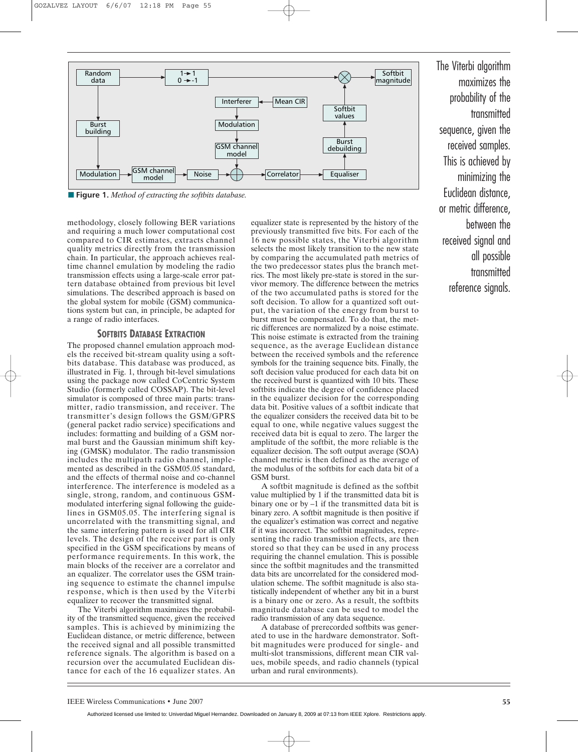**Figure 1.** *Method of extracting the softbits database.*

methodology, closely following BER variations and requiring a much lower computational cost compared to CIR estimates, extracts channel quality metrics directly from the transmission chain. In particular, the approach achieves real-time channel emulation by modeling the radio transmission effects using a large-scale error pattern database obtained from previous bit level simulations. The described approach is based on the global system for mobile (GSM) communications system but can, in principle, be adapted for a range of radio interfaces.

## Softbits Database Extraction

The proposed channel emulation approach models the received bit-stream quality using a softbits database. This database was produced, as illustrated in Fig. 1, through bit-level simulations using the package now called CoCentric System Studio (formerly called COSSAP). The bit-level simulator is composed of three main parts: transmitter, radio transmission, and receiver. The transmitter's design follows the GSM/GPRS (general packet radio service) specifications and includes: formatting and building of a GSM normal burst and the Gaussian minimum shift keying (GMSK) modulator. The radio transmission includes the multipath radio channel, implemented as described in the GSM05.05 standard, and the effects of thermal noise and co-channel interference. The interference is modeled as a single, strong, random, and continuous GSM-modulated interfering signal following the guidelines in GSM05.05. The interfering signal is uncorrelated with the transmitting signal, and the same interfering pattern is used for all CIR levels. The design of the receiver part is only specified in the GSM specifications by means of performance requirements. In this work, the main blocks of the receiver are a correlator and an equalizer. The correlator uses the GSM training sequence to estimate the channel impulse response, which is then used by the Viterbi equalizer to recover the transmitted signal.

The Viterbi algorithm maximizes the probability of the transmitted sequence, given the received samples. This is achieved by minimizing the Euclidean distance, or metric difference, between the received signal and all possible transmitted reference signals. The algorithm is based on a recursion over the accumulated Euclidean distance for each of the 16 equalizer states. An equalizer state is represented by the history of the previously transmitted five bits. For each of the 16 new possible states, the Viterbi algorithm selects the most likely transition to the new state by comparing the accumulated path metrics of the two predecessor states plus the branch metrics. The most likely pre-state is stored in the survivor memory. The difference between the metrics of the two accumulated paths is stored for the soft decision. To allow for a quantized soft output, the variation of the energy from burst to burst must be compensated. To do that, the metric differences are normalized by a noise estimate. This noise estimate is extracted from the training sequence, as the average Euclidean distance between the received symbols and the reference symbols for the training sequence bits. Finally, the soft decision value produced for each data bit on the received burst is quantized with 10 bits. These softbits indicate the degree of confidence placed in the equalizer decision for the corresponding data bit. Positive values of a softbit indicate that the equalizer considers the received data bit to be equal to one, while negative values suggest the received data bit is equal to zero. The larger the amplitude of the softbit, the more reliable is the equalizer decision. The soft output average (SOA) channel metric is then defined as the average of the modulus of the softbits for each data bit of a GSM burst.

A softbit magnitude is defined as the softbit value multiplied by 1 if the transmitted data bit is binary one or by –1 if the transmitted data bit is binary zero. A softbit magnitude is then positive if the equalizer's estimation was correct and negative if it was incorrect. The softbit magnitudes, representing the radio transmission effects, are then stored so that they can be used in any process requiring the channel emulation. This is possible since the softbit magnitudes and the transmitted data bits are uncorrelated for the considered modulation scheme. The softbit magnitude is also statistically independent of whether any bit in a burst is a binary one or zero. As a result, the softbits magnitude database can be used to model the radio transmission of any data sequence.

A database of prerecorded softbits was generated to use in the hardware demonstrator. Softbit magnitudes were produced for single- and multi-slot transmissions, different mean CIR values, mobile speeds, and radio channels (typical urban and rural environments).

The Viterbi algorithm maximizes the probability of the transmitted sequence, given the received samples. This is achieved by minimizing the Euclidean distance, or metric difference, between the received signal and all possible transmitted reference signals.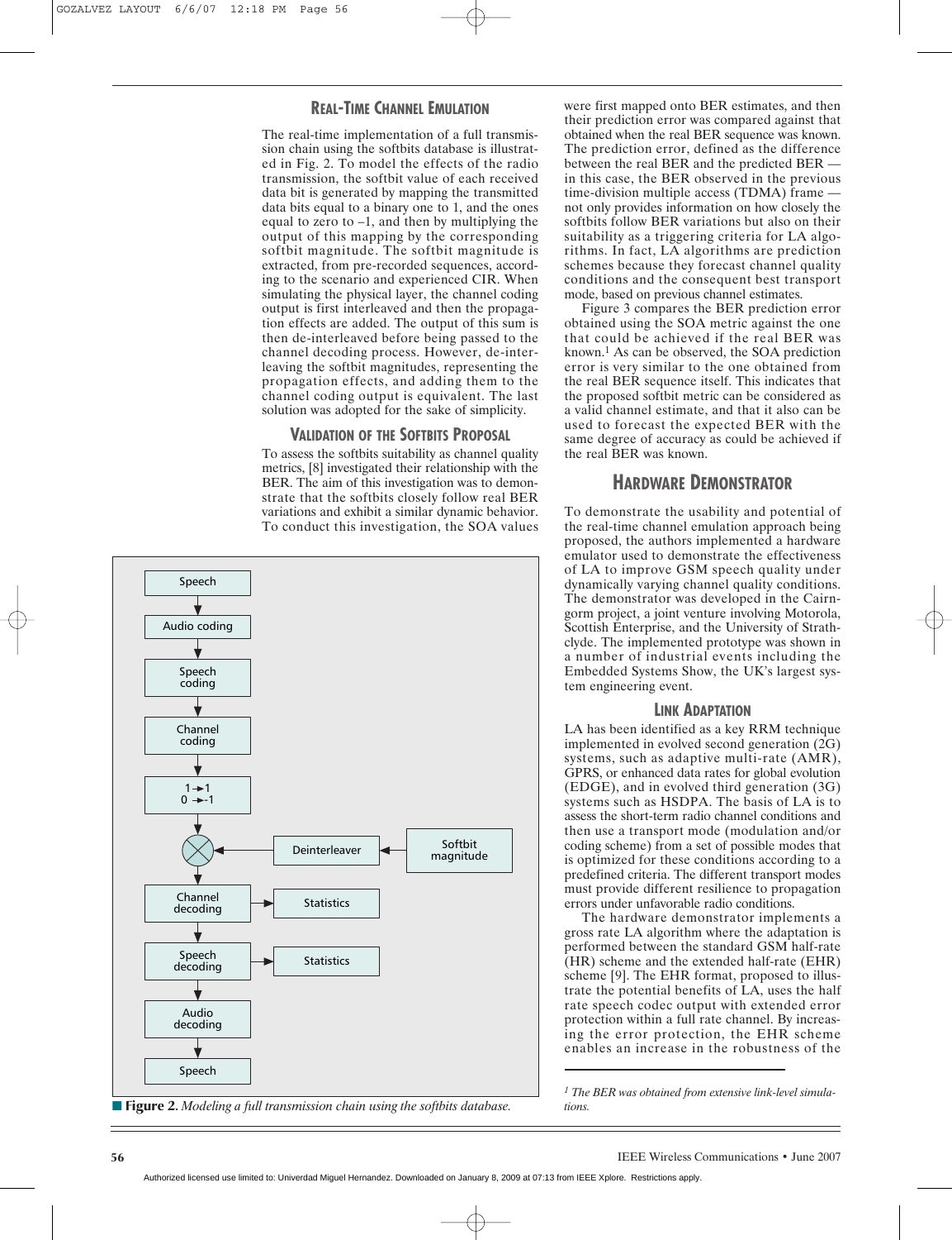### Real-Time Channel Emulation

The real-time implementation of a full transmission chain using the softbits database is illustrated in Fig. 2. To model the effects of the radio transmission, the softbit value of each received data bit is generated by mapping the transmitted data bits equal to a binary one to 1, and the ones equal to zero to –1, and then by multiplying the output of this mapping by the corresponding softbit magnitude. The softbit magnitude is extracted, from pre-recorded sequences, according to the scenario and experienced CIR. When simulating the physical layer, the channel coding output is first interleaved and then the propagation effects are added. The output of this sum is then de-interleaved before being passed to the channel decoding process. However, de-interleaving the softbit magnitudes, representing the propagation effects, and adding them to the channel coding output is equivalent. The last solution was adopted for the sake of simplicity.

### Validation of the Softbits Proposal

To assess the softbits suitability as channel quality metrics, [8] investigated their relationship with the BER. The aim of this investigation was to demonstrate that the softbits closely follow real BER variations and exhibit a similar dynamic behavior. To conduct this investigation, the SOA values were first mapped onto BER estimates, and then their prediction error was compared against that obtained when the real BER sequence was known. The prediction error, defined as the difference between the real BER and the predicted BER — in this case, the BER observed in the previous time-division multiple access (TDMA) frame — not only provides information on how closely the softbits follow BER variations but also on their suitability as a triggering criteria for LA algorithms. In fact, LA algorithms are prediction schemes because they forecast channel quality conditions and the consequent best transport mode, based on previous channel estimates.

Figure 3 compares the BER prediction error obtained using the SOA metric against the one that could be achieved if the real BER was known.[1] As can be observed, the SOA prediction error is very similar to the one obtained from the real BER sequence itself. This indicates that the proposed softbit metric can be considered as a valid channel estimate, and that it also can be used to forecast the expected BER with the same degree of accuracy as could be achieved if the real BER was known.

■ **Figure 2.** *Modeling a full transmission chain using the softbits database.*

## Hardware Demonstrator

To demonstrate the usability and potential of the real-time channel emulation approach being proposed, the authors implemented a hardware emulator used to demonstrate the effectiveness of LA to improve GSM speech quality under dynamically varying channel quality conditions. The demonstrator was developed in the Cairngorm project, a joint venture involving Motorola, Scottish Enterprise, and the University of Strathclyde. The implemented prototype was shown in a number of industrial events including the Embedded Systems Show, the UK's largest system engineering event.

### Link Adaptation

LA has been identified as a key RRM technique implemented in evolved second generation (2G) systems, such as adaptive multi-rate (AMR), GPRS, or enhanced data rates for global evolution (EDGE), and in evolved third generation (3G) systems such as HSDPA. The basis of LA is to assess the short-term radio channel conditions and then use a transport mode (modulation and/or coding scheme) from a set of possible modes that is optimized for these conditions according to a predefined criteria. The different transport modes must provide different resilience to propagation errors under unfavorable radio conditions.

The hardware demonstrator implements a gross rate LA algorithm where the adaptation is performed between the standard GSM half-rate (HR) scheme and the extended half-rate (EHR) scheme [9]. The EHR format, proposed to illustrate the potential benefits of LA, uses the half rate speech codec output with extended error protection within a full rate channel. By increasing the error protection, the EHR scheme enables an increase in the robustness of the

[1] *The BER was obtained from extensive link-level simulations.*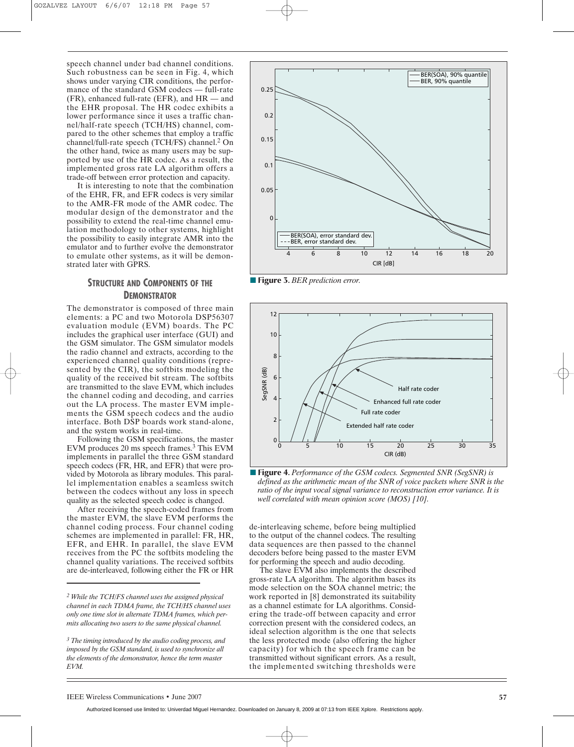speech channel under bad channel conditions. Such robustness can be seen in Fig. 4, which shows under varying CIR conditions, the performance of the standard GSM codecs — full-rate (FR), enhanced full-rate (EFR), and HR — and the EHR proposal. The HR codec exhibits a lower performance since it uses a traffic channel/half-rate speech (TCH/HS) channel, compared to the other schemes that employ a traffic channel/full-rate speech (TCH/FS) channel.[2] On the other hand, twice as many users may be supported by use of the HR codec. As a result, the implemented gross rate LA algorithm offers a trade-off between error protection and capacity.

It is interesting to note that the combination of the EHR, FR, and EFR codecs is very similar to the AMR-FR mode of the AMR codec. The modular design of the demonstrator and the possibility to extend the real-time channel emulation methodology to other systems, highlight the possibility to easily integrate AMR into the emulator and to further evolve the demonstrator to emulate other systems, as it will be demonstrated later with GPRS.

## Structure and Components of the Demonstrator

The demonstrator is composed of three main elements: a PC and two Motorola DSP56307 evaluation module (EVM) boards. The PC includes the graphical user interface (GUI) and the GSM simulator. The GSM simulator models the radio channel and extracts, according to the experienced channel quality conditions (represented by the CIR), the softbits modeling the quality of the received bit stream. The softbits are transmitted to the slave EVM, which includes the channel coding and decoding, and carries out the LA process. The master EVM implements the GSM speech codecs and the audio interface. Both DSP boards work stand-alone, and the system works in real-time.

Following the GSM specifications, the master EVM produces 20 ms speech frames.[3] This EVM implements in parallel the three GSM standard speech codecs (FR, HR, and EFR) that were provided by Motorola as library modules. This parallel implementation enables a seamless switch between the codecs without any loss in speech quality as the selected speech codec is changed.

After receiving the speech-coded frames from the master EVM, the slave EVM performs the channel coding process. Four channel coding schemes are implemented in parallel: FR, HR, EFR, and EHR. In parallel, the slave EVM receives from the PC the softbits modeling the channel quality variations. The received softbits are de-interleaved, following either the FR or HR de-interleaving scheme, before being multiplied to the output of the channel codecs. The resulting data sequences are then passed to the channel decoders before being passed to the master EVM for performing the speech and audio decoding.

The slave EVM also implements the described gross-rate LA algorithm. The algorithm bases its mode selection on the SOA channel metric; the work reported in [8] demonstrated its suitability as a channel estimate for LA algorithms. Considering the trade-off between capacity and error correction present with the considered codecs, an ideal selection algorithm is the one that selects the less protected mode (also offering the higher capacity) for which the speech frame can be transmitted without significant errors. As a result, the implemented switching thresholds were

**Figure 3.** *BER prediction error.*

**Figure 4.** *Performance of the GSM codecs. Segmented SNR (SegSNR) is defined as the arithmetic mean of the SNR of voice packets where SNR is the ratio of the input vocal signal variance to reconstruction error variance. It is well correlated with mean opinion score (MOS) [10].*

---

[2] *While the TCH/FS channel uses the assigned physical channel in each TDMA frame, the TCH/HS channel uses only one time slot in alternate TDMA frames, which permits allocating two users to the same physical channel.*

[3] *The timing introduced by the audio coding process, and imposed by the GSM standard, is used to synchronize all the elements of the demonstrator, hence the term master EVM.*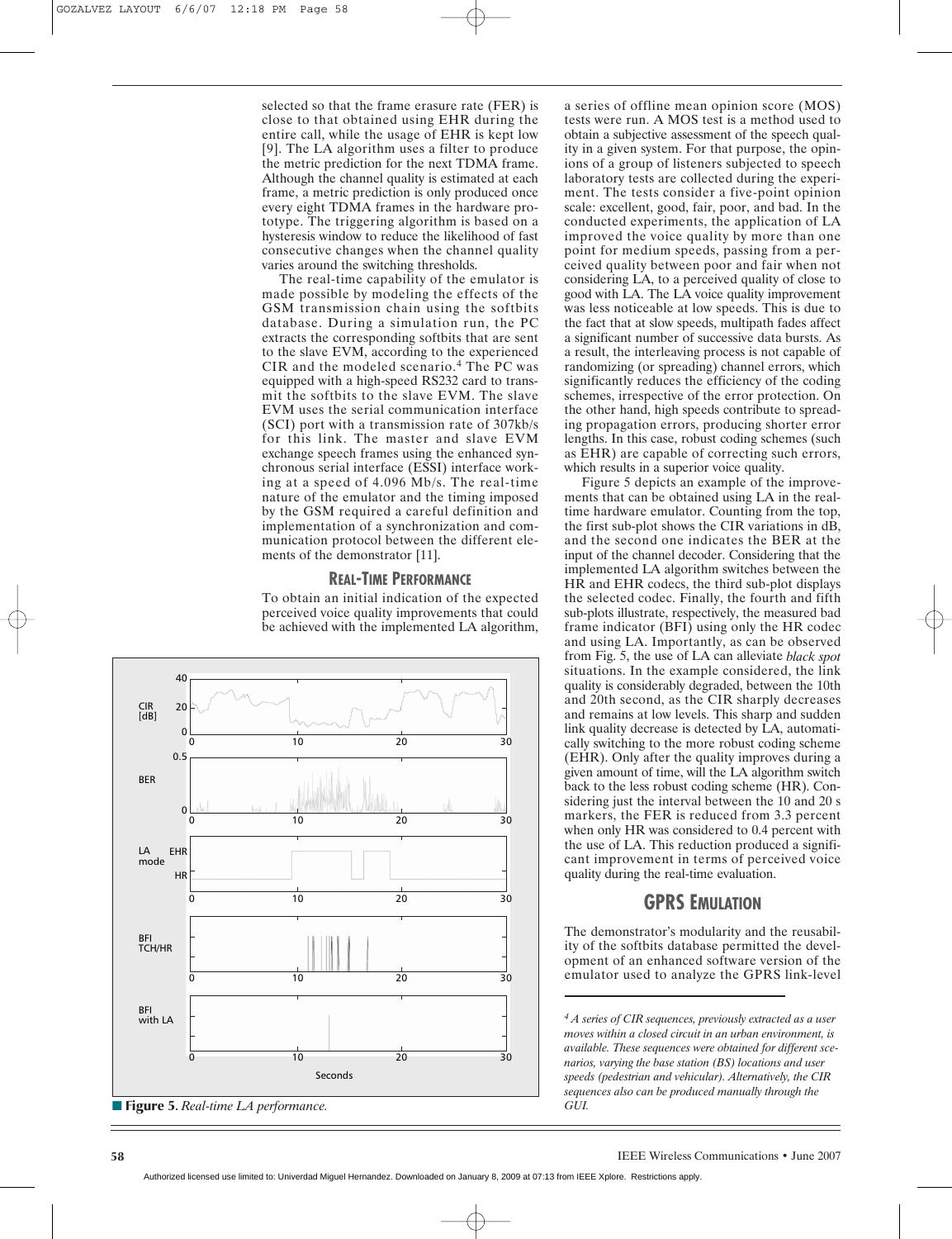selected so that the frame erasure rate (FER) is close to that obtained using EHR during the entire call, while the usage of EHR is kept low [9]. The LA algorithm uses a filter to produce the metric prediction for the next TDMA frame. Although the channel quality is estimated at each frame, a metric prediction is only produced once every eight TDMA frames in the hardware prototype. The triggering algorithm is based on a hysteresis window to reduce the likelihood of fast consecutive changes when the channel quality varies around the switching thresholds.

The real-time capability of the emulator is made possible by modeling the effects of the GSM transmission chain using the softbits database. During a simulation run, the PC extracts the corresponding softbits that are sent to the slave EVM, according to the experienced CIR and the modeled scenario.[4] The PC was equipped with a high-speed RS232 card to transmit the softbits to the slave EVM. The slave EVM uses the serial communication interface (SCI) port with a transmission rate of 307kb/s for this link. The master and slave EVM exchange speech frames using the enhanced synchronous serial interface (ESSI) interface working at a speed of 4.096 Mb/s. The real-time nature of the emulator and the timing imposed by the GSM required a careful definition and implementation of a synchronization and communication protocol between the different elements of the demonstrator [11].

## Real-Time Performance

To obtain an initial indication of the expected perceived voice quality improvements that could be achieved with the implemented LA algorithm, a series of offline mean opinion score (MOS) tests were run. A MOS test is a method used to obtain a subjective assessment of the speech quality in a given system. For that purpose, the opinions of a group of listeners subjected to speech laboratory tests are collected during the experiment. The tests consider a five-point opinion scale: excellent, good, fair, poor, and bad. In the conducted experiments, the application of LA improved the voice quality by more than one point for medium speeds, passing from a perceived quality between poor and fair when not considering LA, to a perceived quality of close to good with LA. The LA voice quality improvement was less noticeable at low speeds. This is due to the fact that at slow speeds, multipath fades affect a significant number of successive data bursts. As a result, the interleaving process is not capable of randomizing (or spreading) channel errors, which significantly reduces the efficiency of the coding schemes, irrespective of the error protection. On the other hand, high speeds contribute to spreading propagation errors, producing shorter error lengths. In this case, robust coding schemes (such as EHR) are capable of correcting such errors, which results in a superior voice quality.

Figure 5 depicts an example of the improvements that can be obtained using LA in the real-time hardware emulator. Counting from the top, the first sub-plot shows the CIR variations in dB, and the second one indicates the BER at the input of the channel decoder. Considering that the implemented LA algorithm switches between the HR and EHR codecs, the third sub-plot displays the selected codec. Finally, the fourth and fifth sub-plots illustrate, respectively, the measured bad frame indicator (BFI) using only the HR codec and using LA. Importantly, as can be observed from Fig. 5, the use of LA can alleviate *black spot* situations. In the example considered, the link quality is considerably degraded, between the 10th and 20th second, as the CIR sharply decreases and remains at low levels. This sharp and sudden link quality decrease is detected by LA, automatically switching to the more robust coding scheme (EHR). Only after the quality improves during a given amount of time, will the LA algorithm switch back to the less robust coding scheme (HR). Considering just the interval between the 10 and 20 s markers, the FER is reduced from 3.3 percent when only HR was considered to 0.4 percent with the use of LA. This reduction produced a significant improvement in terms of perceived voice quality during the real-time evaluation.

**Figure 5.** *Real-time LA performance.*

## GPRS Emulation

The demonstrator's modularity and the reusability of the softbits database permitted the development of an enhanced software version of the emulator used to analyze the GPRS link-level

*[4] A series of CIR sequences, previously extracted as a user moves within a closed circuit in an urban environment, is available. These sequences were obtained for different scenarios, varying the base station (BS) locations and user speeds (pedestrian and vehicular). Alternatively, the CIR sequences also can be produced manually through the GUI.*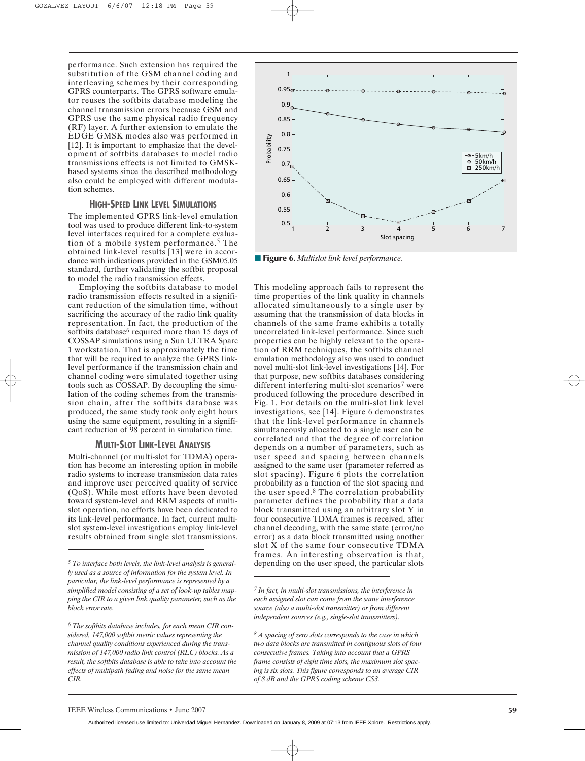performance. Such extension has required the substitution of the GSM channel coding and interleaving schemes by their corresponding GPRS counterparts. The GPRS software emulator reuses the softbits database modeling the channel transmission errors because GSM and GPRS use the same physical radio frequency (RF) layer. A further extension to emulate the EDGE GMSK modes also was performed in [12]. It is important to emphasize that the development of softbits databases to model radio transmissions effects is not limited to GMSK-based systems since the described methodology also could be employed with different modulation schemes.

## HIGH-SPEED LINK LEVEL SIMULATIONS

The implemented GPRS link-level emulation tool was used to produce different link-to-system level interfaces required for a complete evaluation of a mobile system performance.[5] The obtained link-level results [13] were in accordance with indications provided in the GSM05.05 standard, further validating the softbit proposal to model the radio transmission effects.

Employing the softbits database to model radio transmission effects resulted in a significant reduction of the simulation time, without sacrificing the accuracy of the radio link quality representation. In fact, the production of the softbits database[6] required more than 15 days of COSSAP simulations using a Sun ULTRA Sparc 1 workstation. That is approximately the time that will be required to analyze the GPRS link-level performance if the transmission chain and channel coding were simulated together using tools such as COSSAP. By decoupling the simulation of the coding schemes from the transmission chain, after the softbits database was produced, the same study took only eight hours using the same equipment, resulting in a significant reduction of 98 percent in simulation time.

## MULTI-SLOT LINK-LEVEL ANALYSIS

Multi-channel (or multi-slot for TDMA) operation has become an interesting option in mobile radio systems to increase transmission data rates and improve user perceived quality of service (QoS). While most efforts have been devoted toward system-level and RRM aspects of multi-slot operation, no efforts have been dedicated to its link-level performance. In fact, current multi-slot system-level investigations employ link-level results obtained from single slot transmissions.

**Figure 6.** *Multislot link level performance.*

This modeling approach fails to represent the time properties of the link quality in channels allocated simultaneously to a single user by assuming that the transmission of data blocks in channels of the same frame exhibits a totally uncorrelated link-level performance. Since such properties can be highly relevant to the operation of RRM techniques, the softbits channel emulation methodology also was used to conduct novel multi-slot link-level investigations [14]. For that purpose, new softbits databases considering different interfering multi-slot scenarios[7] were produced following the procedure described in Fig. 1. For details on the multi-slot link level investigations, see [14]. Figure 6 demonstrates that the link-level performance in channels simultaneously allocated to a single user can be correlated and that the degree of correlation depends on a number of parameters, such as user speed and spacing between channels assigned to the same user (parameter referred as slot spacing). Figure 6 plots the correlation probability as a function of the slot spacing and the user speed.[8] The correlation probability parameter defines the probability that a data block transmitted using an arbitrary slot Y in four consecutive TDMA frames is received, after channel decoding, with the same state (error/no error) as a data block transmitted using another slot X of the same four consecutive TDMA frames. An interesting observation is that, depending on the user speed, the particular slots

---

[5] *To interface both levels, the link-level analysis is generally used as a source of information for the system level. In particular, the link-level performance is represented by a simplified model consisting of a set of look-up tables mapping the CIR to a given link quality parameter, such as the block error rate.*

[6] *The softbits database includes, for each mean CIR considered, 147,000 softbit metric values representing the channel quality conditions experienced during the transmission of 147,000 radio link control (RLC) blocks. As a result, the softbits database is able to take into account the effects of multipath fading and noise for the same mean CIR.*

[7] *In fact, in multi-slot transmissions, the interference in each assigned slot can come from the same interference source (also a multi-slot transmitter) or from different independent sources (e.g., single-slot transmitters).*

[8] *A spacing of zero slots corresponds to the case in which two data blocks are transmitted in contiguous slots of four consecutive frames. Taking into account that a GPRS frame consists of eight time slots, the maximum slot spacing is six slots. This figure corresponds to an average CIR of 8 dB and the GPRS coding scheme CS3.*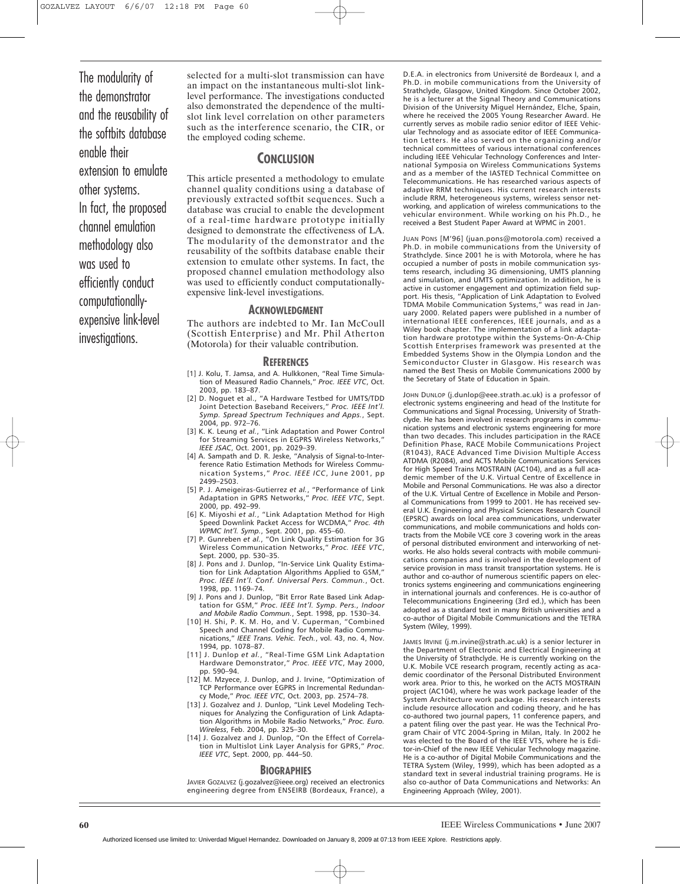selected for a multi-slot transmission can have an impact on the instantaneous multi-slot link-level performance. The investigations conducted also demonstrated the dependence of the multi-slot link level correlation on other parameters such as the interference scenario, the CIR, or the employed coding scheme.

The modularity of the demonstrator and the reusability of the softbits database enable their extension to emulate other systems. In fact, the proposed channel emulation methodology also was used to efficiently conduct computationally-expensive link-level investigations.

## Conclusion

This article presented a methodology to emulate channel quality conditions using a database of previously extracted softbit sequences. Such a database was crucial to enable the development of a real-time hardware prototype initially designed to demonstrate the effectiveness of LA. The modularity of the demonstrator and the reusability of the softbits database enable their extension to emulate other systems. In fact, the proposed channel emulation methodology also was used to efficiently conduct computationally-expensive link-level investigations.

### Acknowledgment

The authors are indebted to Mr. Ian McCoull (Scottish Enterprise) and Mr. Phil Atherton (Motorola) for their valuable contribution.

### References

[1] J. Kolu, T. Jamsa, and A. Hulkkonen, "Real Time Simulation of Measured Radio Channels," *Proc. IEEE VTC*, Oct. 2003, pp. 183–87.

[2] D. Noguet et al., "A Hardware Testbed for UMTS/TDD Joint Detection Baseband Receivers," *Proc. IEEE Int'l. Symp. Spread Spectrum Techniques and Apps.*, Sept. 2004, pp. 972–76.

[3] K. K. Leung *et al.*, "Link Adaptation and Power Control for Streaming Services in EGPRS Wireless Networks," *IEEE JSAC*, Oct. 2001, pp. 2029–39.

[4] A. Sampath and D. R. Jeske, "Analysis of Signal-to-Interference Ratio Estimation Methods for Wireless Communication Systems," *Proc. IEEE ICC*, June 2001, pp 2499–2503.

[5] P. J. Ameigeiras-Gutierrez *et al.*, "Performance of Link Adaptation in GPRS Networks," *Proc. IEEE VTC*, Sept. 2000, pp. 492–99.

[6] K. Miyoshi *et al.*, "Link Adaptation Method for High Speed Downlink Packet Access for WCDMA," *Proc. 4th WPMC Int'l. Symp.*, Sept. 2001, pp. 455–60.

[7] P. Gunreben *et al.*, "On Link Quality Estimation for 3G Wireless Communication Networks," *Proc. IEEE VTC*, Sept. 2000, pp. 530–35.

[8] J. Pons and J. Dunlop, "In-Service Link Quality Estimation for Link Adaptation Algorithms Applied to GSM," *Proc. IEEE Int'l. Conf. Universal Pers. Commun.*, Oct. 1998, pp. 1169–74.

[9] J. Pons and J. Dunlop, "Bit Error Rate Based Link Adaptation for GSM," *Proc. IEEE Int'l. Symp. Pers., Indoor and Mobile Radio Commun.*, Sept. 1998, pp. 1530–34.

[10] H. Shi, P. K. M. Ho, and V. Cuperman, "Combined Speech and Channel Coding for Mobile Radio Communications," *IEEE Trans. Vehic. Tech.*, vol. 43, no. 4, Nov. 1994, pp. 1078–87.

[11] J. Dunlop *et al.*, "Real-Time GSM Link Adaptation Hardware Demonstrator," *Proc. IEEE VTC*, May 2000, pp. 590–94.

[12] M. Mzyece, J. Dunlop, and J. Irvine, "Optimization of TCP Performance over EGPRS in Incremental Redundancy Mode," *Proc. IEEE VTC*, Oct. 2003, pp. 2574–78.

[13] J. Gozalvez and J. Dunlop, "Link Level Modeling Techniques for Analyzing the Configuration of Link Adaptation Algorithms in Mobile Radio Networks," *Proc. Euro. Wireless*, Feb. 2004, pp. 325–30.

[14] J. Gozalvez and J. Dunlop, "On the Effect of Correlation in Multislot Link Layer Analysis for GPRS," *Proc. IEEE VTC*, Sept. 2000, pp. 444–50.

### Biographies

JAVIER GOZALVEZ (j.gozalvez@ieee.org) received an electronics engineering degree from ENSEIRB (Bordeaux, France), a D.E.A. in electronics from Université de Bordeaux I, and a Ph.D. in mobile communications from the University of Strathclyde, Glasgow, United Kingdom. Since October 2002, he is a lecturer at the Signal Theory and Communications Division of the University Miguel Hernández, Elche, Spain, where he received the 2005 Young Researcher Award. He currently serves as mobile radio senior editor of IEEE Vehicular Technology and as associate editor of IEEE Communication Letters. He also served on the organizing and/or technical committees of various international conferences including IEEE Vehicular Technology Conferences and International Symposia on Wireless Communications Systems and as a member of the IASTED Technical Committee on Telecommunications. He has researched various aspects of adaptive RRM techniques. His current research interests include RRM, heterogeneous systems, wireless sensor networking, and application of wireless communications to the vehicular environment. While working on his Ph.D., he received a Best Student Paper Award at WPMC in 2001.

JUAN PONS [M'96] (juan.pons@motorola.com) received a Ph.D. in mobile communications from the University of Strathclyde. Since 2001 he is with Motorola, where he has occupied a number of posts in mobile communication systems research, including 3G dimensioning, UMTS planning and simulation, and UMTS optimization. In addition, he is active in customer engagement and optimization field support. His thesis, "Application of Link Adaptation to Evolved TDMA Mobile Communication Systems," was read in January 2000. Related papers were published in a number of international IEEE conferences, IEEE journals, and as a Wiley book chapter. The implementation of a link adaptation hardware prototype within the Systems-On-A-Chip Scottish Enterprises framework was presented at the Embedded Systems Show in the Olympia London and the Semiconductor Cluster in Glasgow. His research was named the Best Thesis on Mobile Communications 2000 by the Secretary of State of Education in Spain.

JOHN DUNLOP (j.dunlop@eee.strath.ac.uk) is a professor of electronic systems engineering and head of the Institute for Communications and Signal Processing, University of Strathclyde. He has been involved in research programs in communication systems and electronic systems engineering for more than two decades. This includes participation in the RACE Definition Phase, RACE Mobile Communications Project (R1043), RACE Advanced Time Division Multiple Access ATDMA (R2084), and ACTS Mobile Communications Services for High Speed Trains MOSTRAIN (AC104), and as a full academic member of the U.K. Virtual Centre of Excellence in Mobile and Personal Communications. He was also a director of the U.K. Virtual Centre of Excellence in Mobile and Personal Communications from 1999 to 2001. He has received several U.K. Engineering and Physical Sciences Research Council (EPSRC) awards on local area communications, underwater communications, and mobile communications and holds contracts from the Mobile VCE core 3 covering work in the areas of personal distributed environment and interworking of networks. He also holds several contracts with mobile communications companies and is involved in the development of service provision in mass transit transportation systems. He is author and co-author of numerous scientific papers on electronics systems engineering and communications engineering in international journals and conferences. He is co-author of Telecommunications Engineering (3rd ed.), which has been adopted as a standard text in many British universities and a co-author of Digital Mobile Communications and the TETRA System (Wiley, 1999).

JAMES IRVINE (j.m.irvine@strath.ac.uk) is a senior lecturer in the Department of Electronic and Electrical Engineering at the University of Strathclyde. He is currently working on the U.K. Mobile VCE research program, recently acting as academic coordinator of the Personal Distributed Environment work area. Prior to this, he worked on the ACTS MOSTRAIN project (AC104), where he was work package leader of the System Architecture work package. His research interests include resource allocation and coding theory, and he has co-authored two journal papers, 11 conference papers, and a patent filing over the past year. He was the Technical Program Chair of VTC 2004-Spring in Milan, Italy. In 2002 he was elected to the Board of the IEEE VTS, where he is Editor-in-Chief of the new IEEE Vehicular Technology magazine. He is a co-author of Digital Mobile Communications and the TETRA System (Wiley, 1999), which has been adopted as a standard text in several industrial training programs. He is also co-author of Data Communications and Networks: An Engineering Approach (Wiley, 2001).